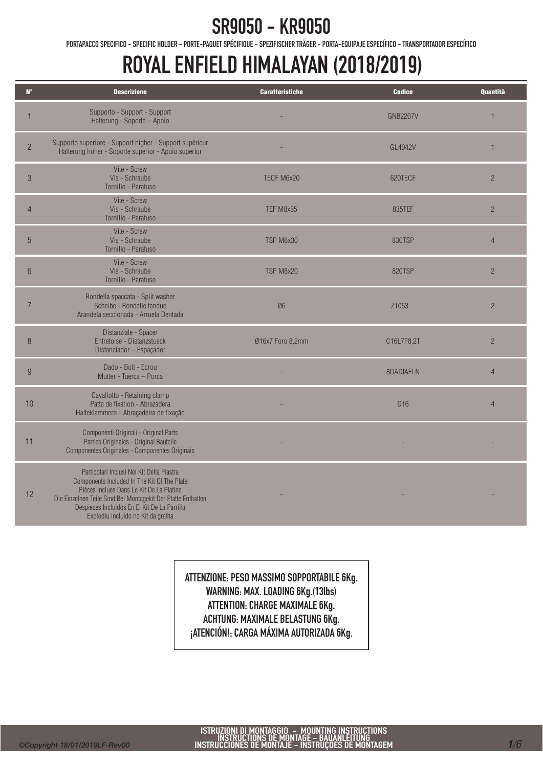# SR9050 - KR9050

PORTAPACCO SPECIFICO - SPECIFIC HOLDER - PORTE-PAQUET SPÉCIFIQUE - SPEZIFISCHER TRÄGER - PORTA-EQUIPAJE ESPECÍFICO - TRANSPORTADOR ESPECÍFICO

# ROYAL ENFIELD HIMALAYAN (2018/2019)

| N° | Descrizione | Caratteristiche | Codice | Quantità |
|---|---|---|---|---|
| 1 | Supporto - Support - Support<br>Halterung - Soporte – Apoio | - | GNB2207V | 1 |
| 2 | Supporto superiore - Support higher - Support supérieur<br>Halterung höher - Soporte superior - Apoio superior | - | GL4042V | 1 |
| 3 | Vite - Screw<br>Vis - Schraube<br>Tornillo - Parafuso | TECF M6x20 | 620TECF | 2 |
| 4 | Vite - Screw<br>Vis - Schraube<br>Tornillo - Parafuso | TEF M8x35 | 835TEF | 2 |
| 5 | Vite - Screw<br>Vis - Schraube<br>Tornillo - Parafuso | TSP M8x30 | 830TSP | 4 |
| 6 | Vite - Screw<br>Vis - Schraube<br>Tornillo - Parafuso | TSP M8x20 | 820TSP | 2 |
| 7 | Rondella spaccata - Split washer<br>Scheibe - Rondelle fendue<br>Arandela seccionada - Arruela Dentada | Ø6 | Z1063 | 2 |
| 8 | Distanziale - Spacer<br>Entretoise - Distanzstueck<br>Distanciador – Espaçador | Ø16x7 Foro 8,2mm | C16L7F8,2T | 2 |
| 9 | Dado - Bolt - Ecrou<br>Mutter - Tuerca – Porca | - | 8DADIAFLN | 4 |
| 10 | Cavallotto - Retaining clamp<br>Patte de fixation - Abrazadera<br>Halteklammern - Abraçadeira de fixação | - | G16 | 4 |
| 11 | Componenti Originali - Original Parts<br>Parties Originales - Original Bauteile<br>Componentes Originales - Componentes Originais | - | - | - |
| 12 | Particolari Inclusi Nel Kit Della Piastra<br>Components Included In The Kit Of The Plate<br>Pièces Inclues Dans Le Kit De La Platine<br>Die Einzelnen Teile Sind Bei Montagekit Der Platte Enthalten<br>Despieces Incluidos En El Kit De La Parrilla<br>Explodiu incluído no Kit da grelha | - | - | - |

**ATTENZIONE: PESO MASSIMO SOPPORTABILE 6Kg.**
**WARNING: MAX. LOADING 6Kg.(13lbs)**
**ATTENTION: CHARGE MAXIMALE 6Kg.**
**ACHTUNG: MAXIMALE BELASTUNG 6Kg.**
**¡ATENCIÓN!: CARGA MÁXIMA AUTORIZADA 6Kg.**

ISTRUZIONI DI MONTAGGIO - MOUNTING INSTRUCTIONS
INSTRUCTIONS DE MONTAGE - BAUANLEITUNG
INSTRUCCIONES DE MONTAJE - INSTRUÇÕES DE MONTAGEM

©Copyright 18/01/2019LF-Rev00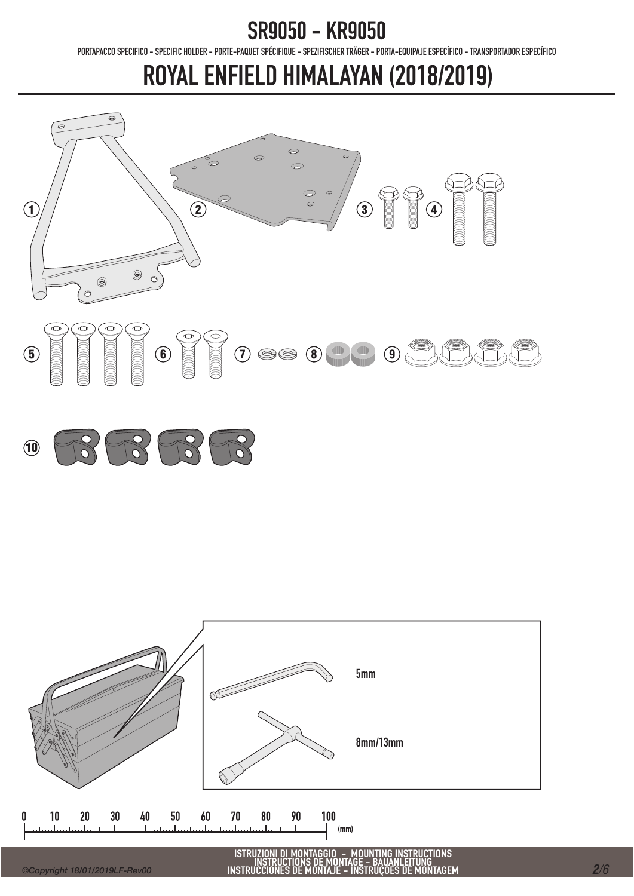# SR9050 - KR9050

PORTAPACCO SPECIFICO - SPECIFIC HOLDER - PORTE-PAQUET SPÉCIFIQUE - SPEZIFISCHER TRÄGER - PORTA-EQUIPAJE ESPECÍFICO - TRANSPORTADOR ESPECÍFICO

# ROYAL ENFIELD HIMALAYAN (2018/2019)

1 2 3 4

5 6 7 8 9

10

5mm

8mm/13mm

0 10 20 30 40 50 60 70 80 90 100 (mm)

ISTRUZIONI DI MONTAGGIO - MOUNTING INSTRUCTIONS
INSTRUCTIONS DE MONTAGE - BAUANLEITUNG
INSTRUCCIONES DE MONTAJE - INSTRUÇÕES DE MONTAGEM

*©Copyright 18/01/2019LF-Rev00*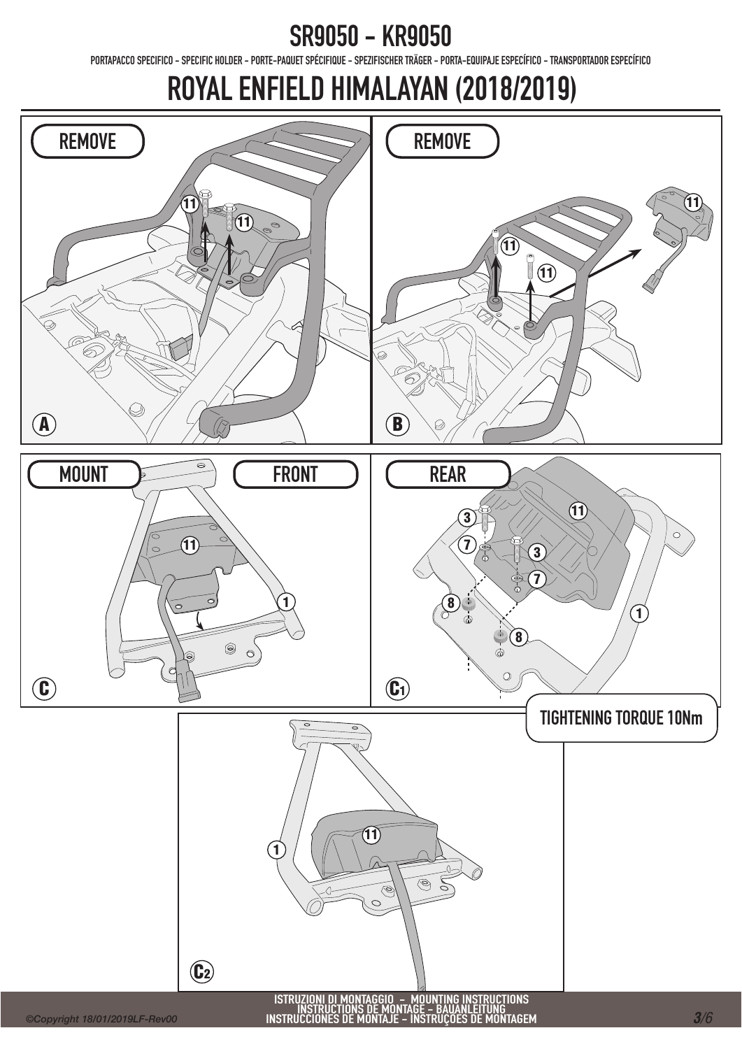# SR9050 - KR9050

PORTAPACCO SPECIFICO - SPECIFIC HOLDER - PORTE-PAQUET SPÉCIFIQUE - SPEZIFISCHER TRÄGER - PORTA-EQUIPAJE ESPECÍFICO - TRANSPORTADOR ESPECÍFICO

# ROYAL ENFIELD HIMALAYAN (2018/2019)

**A** REMOVE

11 11

**B** REMOVE

11 11 11

**C** MOUNT FRONT

11 1

**C1** REAR

3 7 3 7 8 8 11 1

TIGHTENING TORQUE 10Nm

**C2**

11 1

ISTRUZIONI DI MONTAGGIO - MOUNTING INSTRUCTIONS
INSTRUCTIONS DE MONTAGE - BAUANLEITUNG
INSTRUCCIONES DE MONTAJE - INSTRUÇÕES DE MONTAGEM

©Copyright 18/01/2019LF-Rev00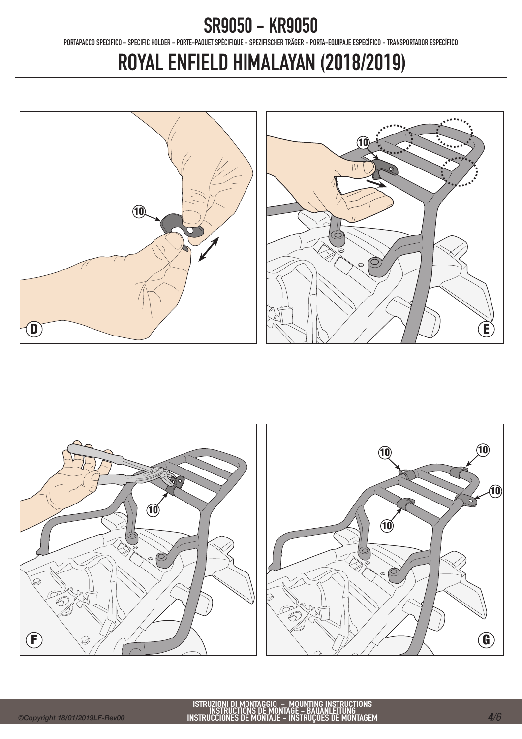# SR9050 - KR9050

PORTAPACCO SPECIFICO - SPECIFIC HOLDER - PORTE-PAQUET SPÉCIFIQUE - SPEZIFISCHER TRÄGER - PORTA-EQUIPAJE ESPECÍFICO - TRANSPORTADOR ESPECÍFICO

# ROYAL ENFIELD HIMALAYAN (2018/2019)

10

D

10

E

10

F

10 10 10 10

G

ISTRUZIONI DI MONTAGGIO - MOUNTING INSTRUCTIONS
INSTRUCTIONS DE MONTAGE - BAUANLEITUNG
INSTRUCCIONES DE MONTAJE - INSTRUÇÕES DE MONTAGEM

©Copyright 18/01/2019LF-Rev00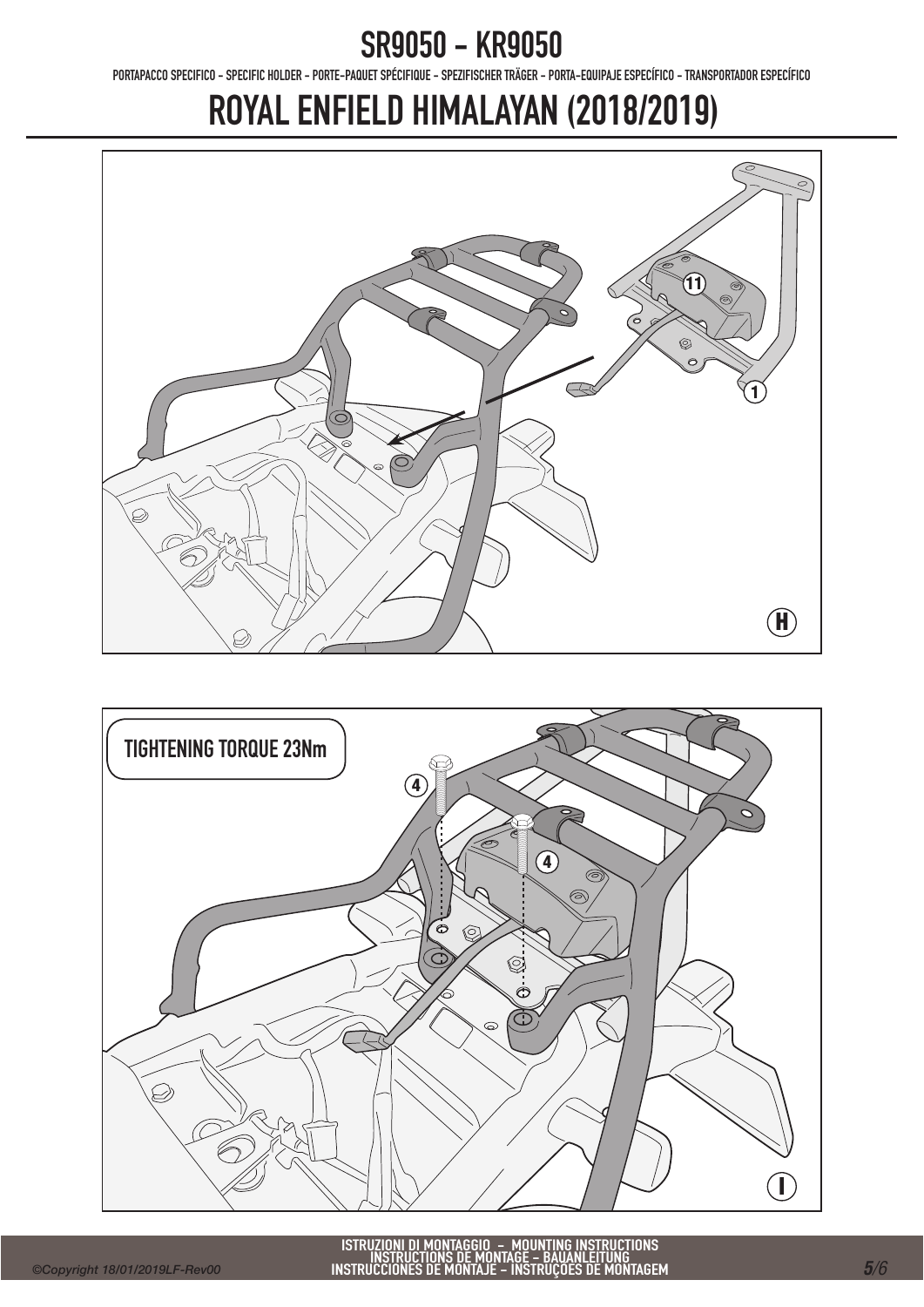# SR9050 - KR9050

PORTAPACCO SPECIFICO - SPECIFIC HOLDER - PORTE-PAQUET SPÉCIFIQUE - SPEZIFISCHER TRÄGER - PORTA-EQUIPAJE ESPECÍFICO - TRANSPORTADOR ESPECÍFICO

# ROYAL ENFIELD HIMALAYAN (2018/2019)

11

1

H

TIGHTENING TORQUE 23Nm

4

4

I

ISTRUZIONI DI MONTAGGIO - MOUNTING INSTRUCTIONS
INSTRUCTIONS DE MONTAGE - BAUANLEITUNG
INSTRUCCIONES DE MONTAJE - INSTRUÇÕES DE MONTAGEM

*©Copyright 18/01/2019LF-Rev00*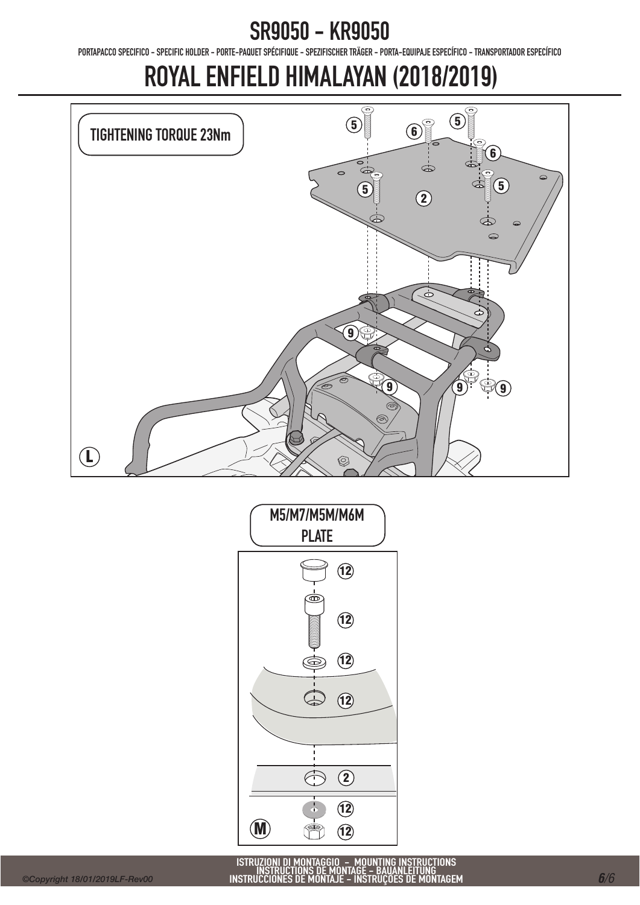# SR9050 - KR9050

PORTAPACCO SPECIFICO - SPECIFIC HOLDER - PORTE-PAQUET SPÉCIFIQUE - SPEZIFISCHER TRÄGER - PORTA-EQUIPAJE ESPECÍFICO - TRANSPORTADOR ESPECÍFICO

# ROYAL ENFIELD HIMALAYAN (2018/2019)

TIGHTENING TORQUE 23Nm

5 6 5 6 5 5 2 9 9 9 9

L

M5/M7/M5M/M6M PLATE

12 12 12 12 2 12 12

M

ISTRUZIONI DI MONTAGGIO - MOUNTING INSTRUCTIONS
INSTRUCTIONS DE MONTAGE - BAUANLEITUNG
INSTRUCCIONES DE MONTAJE - INSTRUÇÕES DE MONTAGEM

*©Copyright 18/01/2019LF-Rev00*